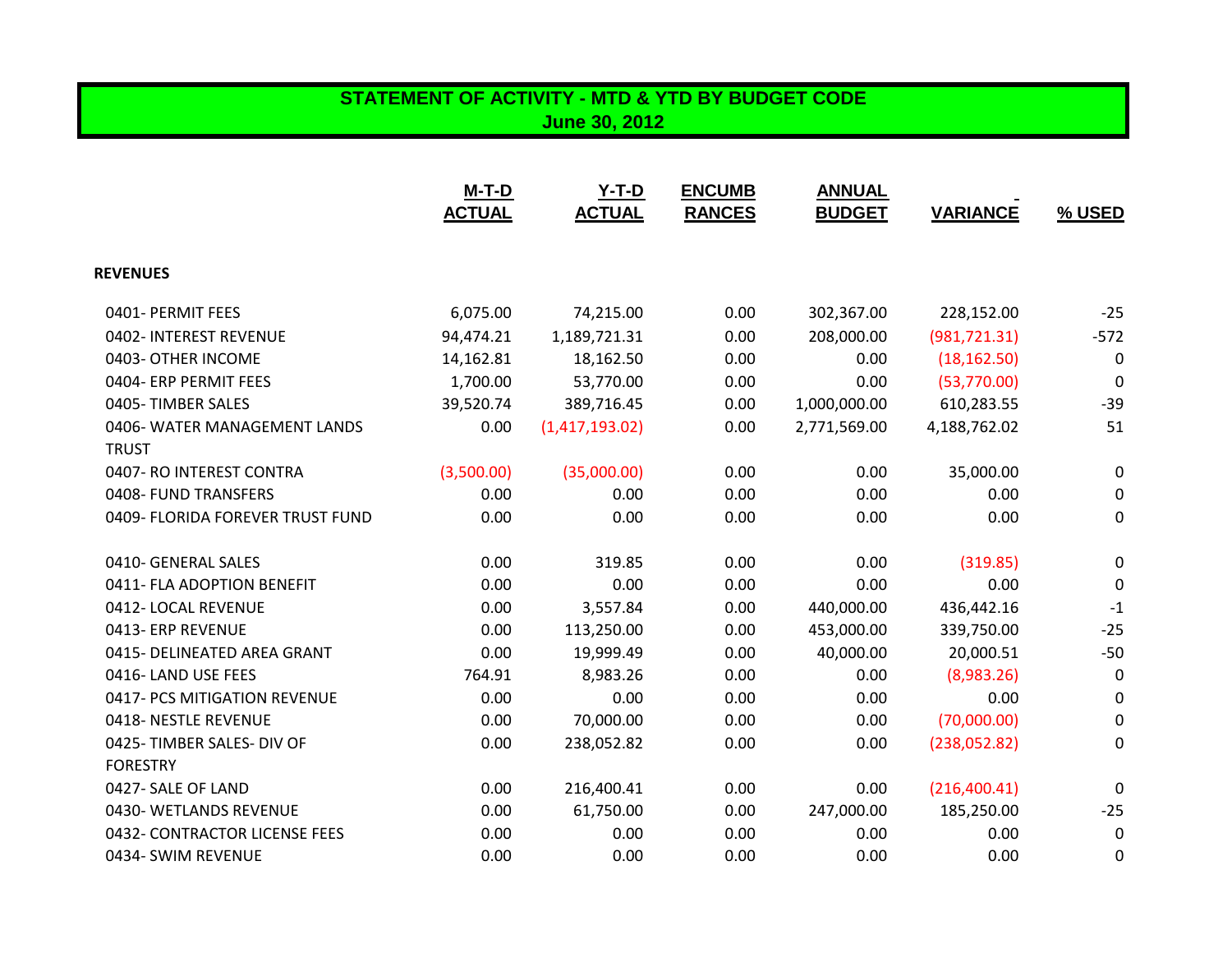# STATEMENT OF ACTIVITY - MTD & YTD BY BUDGET CODE

## June 30, 2012

| | M-T-D ACTUAL | Y-T-D ACTUAL | ENCUMB RANCES | ANNUAL BUDGET | VARIANCE | % USED |
|---|---|---|---|---|---|---|
| **REVENUES** | | | | | | |
| 0401- PERMIT FEES | 6,075.00 | 74,215.00 | 0.00 | 302,367.00 | 228,152.00 | -25 |
| 0402- INTEREST REVENUE | 94,474.21 | 1,189,721.31 | 0.00 | 208,000.00 | (981,721.31) | -572 |
| 0403- OTHER INCOME | 14,162.81 | 18,162.50 | 0.00 | 0.00 | (18,162.50) | 0 |
| 0404- ERP PERMIT FEES | 1,700.00 | 53,770.00 | 0.00 | 0.00 | (53,770.00) | 0 |
| 0405- TIMBER SALES | 39,520.74 | 389,716.45 | 0.00 | 1,000,000.00 | 610,283.55 | -39 |
| 0406- WATER MANAGEMENT LANDS TRUST | 0.00 | (1,417,193.02) | 0.00 | 2,771,569.00 | 4,188,762.02 | 51 |
| 0407- RO INTEREST CONTRA | (3,500.00) | (35,000.00) | 0.00 | 0.00 | 35,000.00 | 0 |
| 0408- FUND TRANSFERS | 0.00 | 0.00 | 0.00 | 0.00 | 0.00 | 0 |
| 0409- FLORIDA FOREVER TRUST FUND | 0.00 | 0.00 | 0.00 | 0.00 | 0.00 | 0 |
| 0410- GENERAL SALES | 0.00 | 319.85 | 0.00 | 0.00 | (319.85) | 0 |
| 0411- FLA ADOPTION BENEFIT | 0.00 | 0.00 | 0.00 | 0.00 | 0.00 | 0 |
| 0412- LOCAL REVENUE | 0.00 | 3,557.84 | 0.00 | 440,000.00 | 436,442.16 | -1 |
| 0413- ERP REVENUE | 0.00 | 113,250.00 | 0.00 | 453,000.00 | 339,750.00 | -25 |
| 0415- DELINEATED AREA GRANT | 0.00 | 19,999.49 | 0.00 | 40,000.00 | 20,000.51 | -50 |
| 0416- LAND USE FEES | 764.91 | 8,983.26 | 0.00 | 0.00 | (8,983.26) | 0 |
| 0417- PCS MITIGATION REVENUE | 0.00 | 0.00 | 0.00 | 0.00 | 0.00 | 0 |
| 0418- NESTLE REVENUE | 0.00 | 70,000.00 | 0.00 | 0.00 | (70,000.00) | 0 |
| 0425- TIMBER SALES- DIV OF FORESTRY | 0.00 | 238,052.82 | 0.00 | 0.00 | (238,052.82) | 0 |
| 0427- SALE OF LAND | 0.00 | 216,400.41 | 0.00 | 0.00 | (216,400.41) | 0 |
| 0430- WETLANDS REVENUE | 0.00 | 61,750.00 | 0.00 | 247,000.00 | 185,250.00 | -25 |
| 0432- CONTRACTOR LICENSE FEES | 0.00 | 0.00 | 0.00 | 0.00 | 0.00 | 0 |
| 0434- SWIM REVENUE | 0.00 | 0.00 | 0.00 | 0.00 | 0.00 | 0 |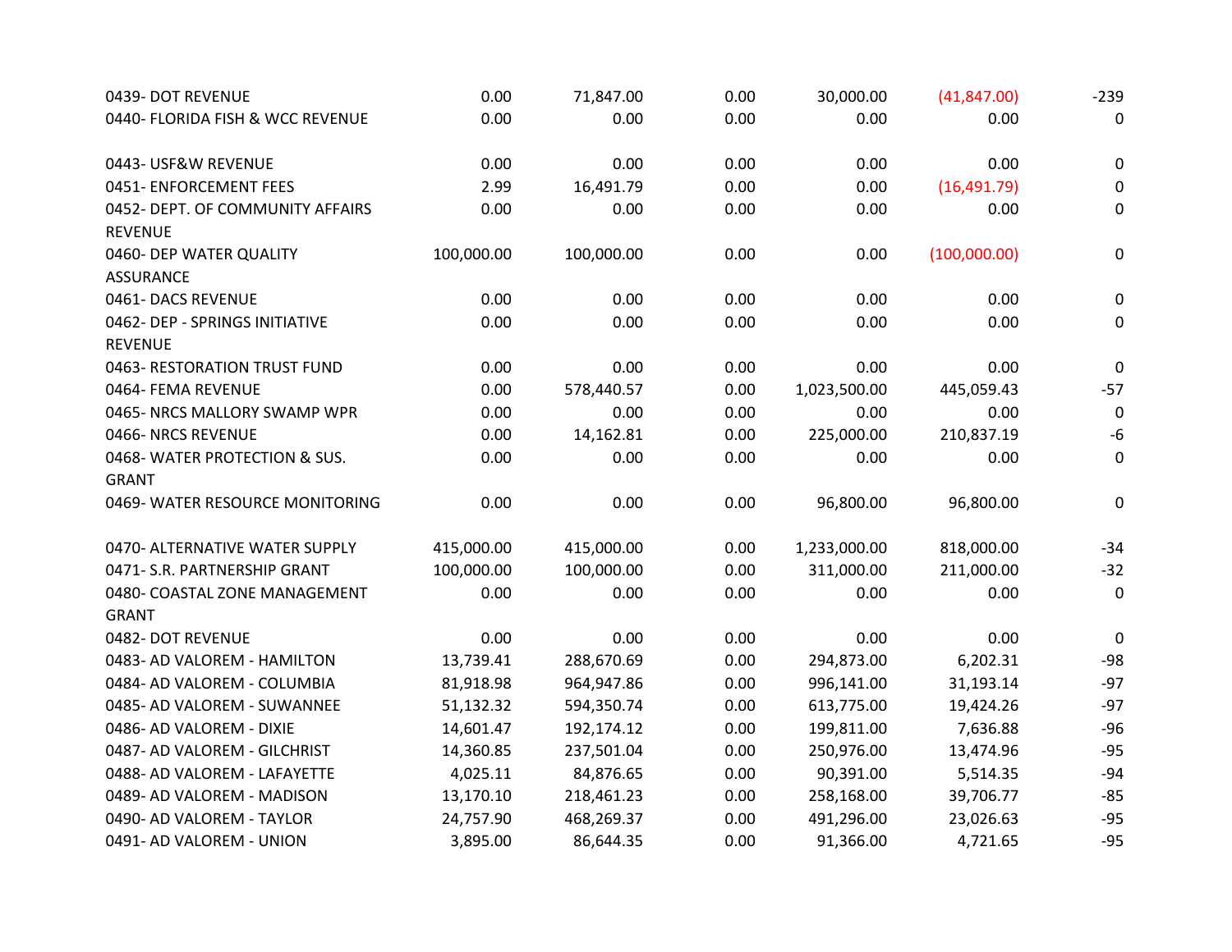| | | | | | | |
|---|---|---|---|---|---|---|
| 0439- DOT REVENUE | 0.00 | 71,847.00 | 0.00 | 30,000.00 | (41,847.00) | -239 |
| 0440- FLORIDA FISH & WCC REVENUE | 0.00 | 0.00 | 0.00 | 0.00 | 0.00 | 0 |
| 0443- USF&W REVENUE | 0.00 | 0.00 | 0.00 | 0.00 | 0.00 | 0 |
| 0451- ENFORCEMENT FEES | 2.99 | 16,491.79 | 0.00 | 0.00 | (16,491.79) | 0 |
| 0452- DEPT. OF COMMUNITY AFFAIRS REVENUE | 0.00 | 0.00 | 0.00 | 0.00 | 0.00 | 0 |
| 0460- DEP WATER QUALITY ASSURANCE | 100,000.00 | 100,000.00 | 0.00 | 0.00 | (100,000.00) | 0 |
| 0461- DACS REVENUE | 0.00 | 0.00 | 0.00 | 0.00 | 0.00 | 0 |
| 0462- DEP - SPRINGS INITIATIVE REVENUE | 0.00 | 0.00 | 0.00 | 0.00 | 0.00 | 0 |
| 0463- RESTORATION TRUST FUND | 0.00 | 0.00 | 0.00 | 0.00 | 0.00 | 0 |
| 0464- FEMA REVENUE | 0.00 | 578,440.57 | 0.00 | 1,023,500.00 | 445,059.43 | -57 |
| 0465- NRCS MALLORY SWAMP WPR | 0.00 | 0.00 | 0.00 | 0.00 | 0.00 | 0 |
| 0466- NRCS REVENUE | 0.00 | 14,162.81 | 0.00 | 225,000.00 | 210,837.19 | -6 |
| 0468- WATER PROTECTION & SUS. GRANT | 0.00 | 0.00 | 0.00 | 0.00 | 0.00 | 0 |
| 0469- WATER RESOURCE MONITORING | 0.00 | 0.00 | 0.00 | 96,800.00 | 96,800.00 | 0 |
| 0470- ALTERNATIVE WATER SUPPLY | 415,000.00 | 415,000.00 | 0.00 | 1,233,000.00 | 818,000.00 | -34 |
| 0471- S.R. PARTNERSHIP GRANT | 100,000.00 | 100,000.00 | 0.00 | 311,000.00 | 211,000.00 | -32 |
| 0480- COASTAL ZONE MANAGEMENT GRANT | 0.00 | 0.00 | 0.00 | 0.00 | 0.00 | 0 |
| 0482- DOT REVENUE | 0.00 | 0.00 | 0.00 | 0.00 | 0.00 | 0 |
| 0483- AD VALOREM - HAMILTON | 13,739.41 | 288,670.69 | 0.00 | 294,873.00 | 6,202.31 | -98 |
| 0484- AD VALOREM - COLUMBIA | 81,918.98 | 964,947.86 | 0.00 | 996,141.00 | 31,193.14 | -97 |
| 0485- AD VALOREM - SUWANNEE | 51,132.32 | 594,350.74 | 0.00 | 613,775.00 | 19,424.26 | -97 |
| 0486- AD VALOREM - DIXIE | 14,601.47 | 192,174.12 | 0.00 | 199,811.00 | 7,636.88 | -96 |
| 0487- AD VALOREM - GILCHRIST | 14,360.85 | 237,501.04 | 0.00 | 250,976.00 | 13,474.96 | -95 |
| 0488- AD VALOREM - LAFAYETTE | 4,025.11 | 84,876.65 | 0.00 | 90,391.00 | 5,514.35 | -94 |
| 0489- AD VALOREM - MADISON | 13,170.10 | 218,461.23 | 0.00 | 258,168.00 | 39,706.77 | -85 |
| 0490- AD VALOREM - TAYLOR | 24,757.90 | 468,269.37 | 0.00 | 491,296.00 | 23,026.63 | -95 |
| 0491- AD VALOREM - UNION | 3,895.00 | 86,644.35 | 0.00 | 91,366.00 | 4,721.65 | -95 |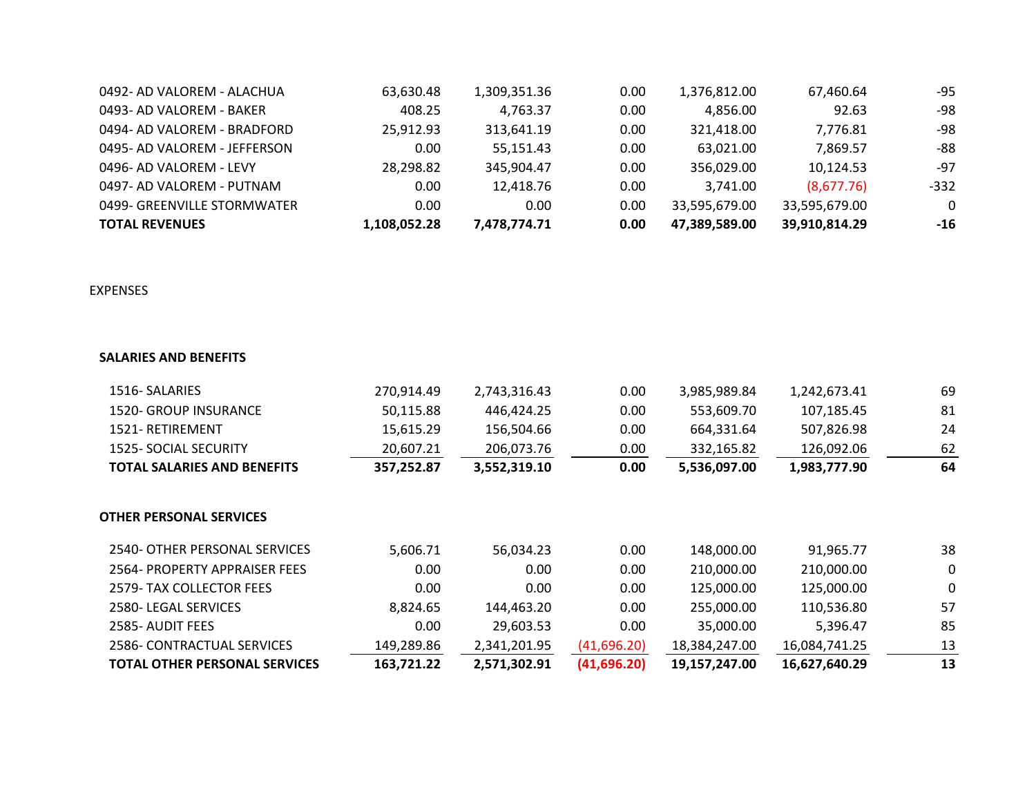| | | | | | | |
|---|---|---|---|---|---|---|
| 0492- AD VALOREM - ALACHUA | 63,630.48 | 1,309,351.36 | 0.00 | 1,376,812.00 | 67,460.64 | -95 |
| 0493- AD VALOREM - BAKER | 408.25 | 4,763.37 | 0.00 | 4,856.00 | 92.63 | -98 |
| 0494- AD VALOREM - BRADFORD | 25,912.93 | 313,641.19 | 0.00 | 321,418.00 | 7,776.81 | -98 |
| 0495- AD VALOREM - JEFFERSON | 0.00 | 55,151.43 | 0.00 | 63,021.00 | 7,869.57 | -88 |
| 0496- AD VALOREM - LEVY | 28,298.82 | 345,904.47 | 0.00 | 356,029.00 | 10,124.53 | -97 |
| 0497- AD VALOREM - PUTNAM | 0.00 | 12,418.76 | 0.00 | 3,741.00 | (8,677.76) | -332 |
| 0499- GREENVILLE STORMWATER | 0.00 | 0.00 | 0.00 | 33,595,679.00 | 33,595,679.00 | 0 |
| **TOTAL REVENUES** | **1,108,052.28** | **7,478,774.71** | **0.00** | **47,389,589.00** | **39,910,814.29** | **-16** |

EXPENSES

**SALARIES AND BENEFITS**

| | | | | | | |
|---|---|---|---|---|---|---|
| 1516- SALARIES | 270,914.49 | 2,743,316.43 | 0.00 | 3,985,989.84 | 1,242,673.41 | 69 |
| 1520- GROUP INSURANCE | 50,115.88 | 446,424.25 | 0.00 | 553,609.70 | 107,185.45 | 81 |
| 1521- RETIREMENT | 15,615.29 | 156,504.66 | 0.00 | 664,331.64 | 507,826.98 | 24 |
| 1525- SOCIAL SECURITY | 20,607.21 | 206,073.76 | 0.00 | 332,165.82 | 126,092.06 | 62 |
| **TOTAL SALARIES AND BENEFITS** | **357,252.87** | **3,552,319.10** | **0.00** | **5,536,097.00** | **1,983,777.90** | **64** |

**OTHER PERSONAL SERVICES**

| | | | | | | |
|---|---|---|---|---|---|---|
| 2540- OTHER PERSONAL SERVICES | 5,606.71 | 56,034.23 | 0.00 | 148,000.00 | 91,965.77 | 38 |
| 2564- PROPERTY APPRAISER FEES | 0.00 | 0.00 | 0.00 | 210,000.00 | 210,000.00 | 0 |
| 2579- TAX COLLECTOR FEES | 0.00 | 0.00 | 0.00 | 125,000.00 | 125,000.00 | 0 |
| 2580- LEGAL SERVICES | 8,824.65 | 144,463.20 | 0.00 | 255,000.00 | 110,536.80 | 57 |
| 2585- AUDIT FEES | 0.00 | 29,603.53 | 0.00 | 35,000.00 | 5,396.47 | 85 |
| 2586- CONTRACTUAL SERVICES | 149,289.86 | 2,341,201.95 | (41,696.20) | 18,384,247.00 | 16,084,741.25 | 13 |
| **TOTAL OTHER PERSONAL SERVICES** | **163,721.22** | **2,571,302.91** | **(41,696.20)** | **19,157,247.00** | **16,627,640.29** | **13** |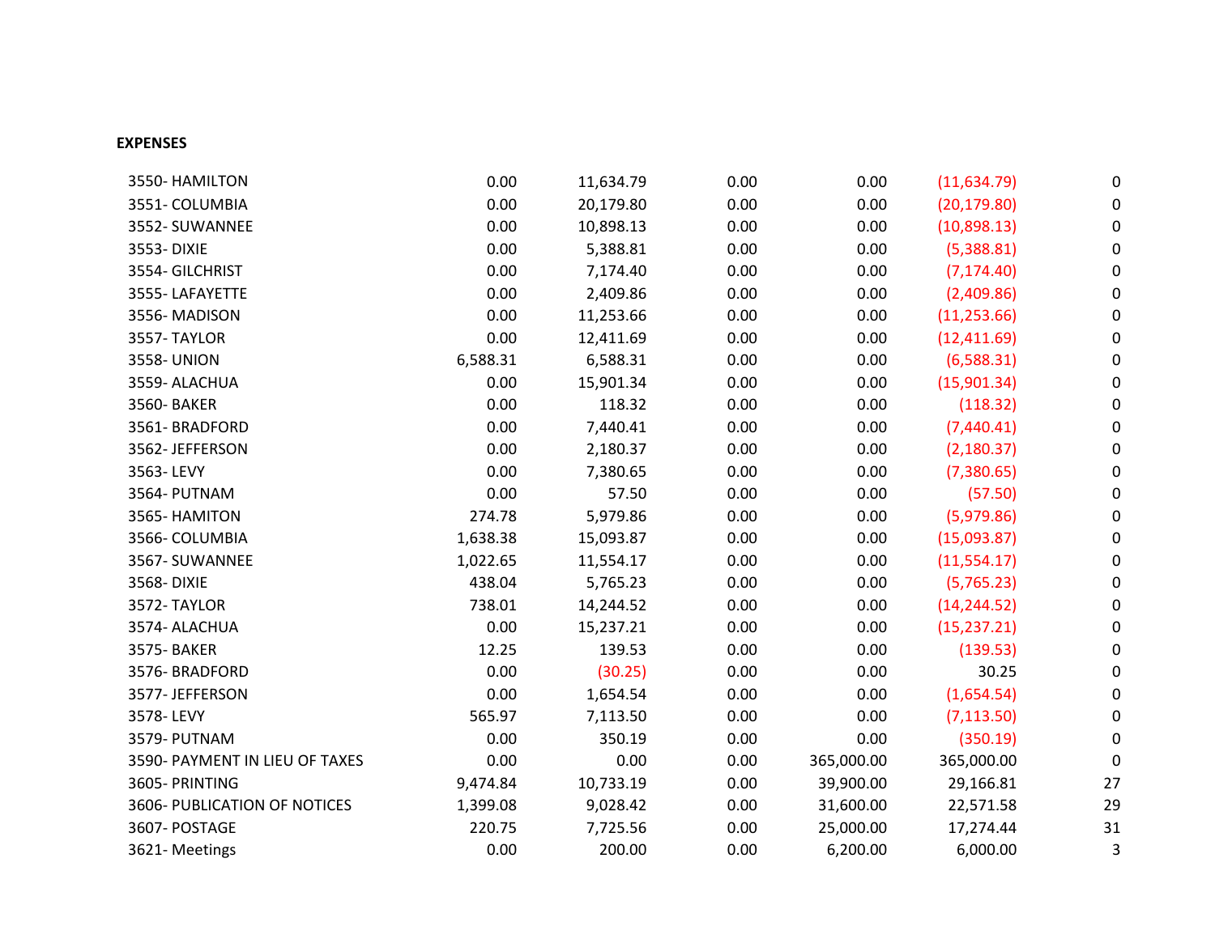**EXPENSES**

| | | | | | | |
|---|---|---|---|---|---|---|
| 3550- HAMILTON | 0.00 | 11,634.79 | 0.00 | 0.00 | (11,634.79) | 0 |
| 3551- COLUMBIA | 0.00 | 20,179.80 | 0.00 | 0.00 | (20,179.80) | 0 |
| 3552- SUWANNEE | 0.00 | 10,898.13 | 0.00 | 0.00 | (10,898.13) | 0 |
| 3553- DIXIE | 0.00 | 5,388.81 | 0.00 | 0.00 | (5,388.81) | 0 |
| 3554- GILCHRIST | 0.00 | 7,174.40 | 0.00 | 0.00 | (7,174.40) | 0 |
| 3555- LAFAYETTE | 0.00 | 2,409.86 | 0.00 | 0.00 | (2,409.86) | 0 |
| 3556- MADISON | 0.00 | 11,253.66 | 0.00 | 0.00 | (11,253.66) | 0 |
| 3557- TAYLOR | 0.00 | 12,411.69 | 0.00 | 0.00 | (12,411.69) | 0 |
| 3558- UNION | 6,588.31 | 6,588.31 | 0.00 | 0.00 | (6,588.31) | 0 |
| 3559- ALACHUA | 0.00 | 15,901.34 | 0.00 | 0.00 | (15,901.34) | 0 |
| 3560- BAKER | 0.00 | 118.32 | 0.00 | 0.00 | (118.32) | 0 |
| 3561- BRADFORD | 0.00 | 7,440.41 | 0.00 | 0.00 | (7,440.41) | 0 |
| 3562- JEFFERSON | 0.00 | 2,180.37 | 0.00 | 0.00 | (2,180.37) | 0 |
| 3563- LEVY | 0.00 | 7,380.65 | 0.00 | 0.00 | (7,380.65) | 0 |
| 3564- PUTNAM | 0.00 | 57.50 | 0.00 | 0.00 | (57.50) | 0 |
| 3565- HAMITON | 274.78 | 5,979.86 | 0.00 | 0.00 | (5,979.86) | 0 |
| 3566- COLUMBIA | 1,638.38 | 15,093.87 | 0.00 | 0.00 | (15,093.87) | 0 |
| 3567- SUWANNEE | 1,022.65 | 11,554.17 | 0.00 | 0.00 | (11,554.17) | 0 |
| 3568- DIXIE | 438.04 | 5,765.23 | 0.00 | 0.00 | (5,765.23) | 0 |
| 3572- TAYLOR | 738.01 | 14,244.52 | 0.00 | 0.00 | (14,244.52) | 0 |
| 3574- ALACHUA | 0.00 | 15,237.21 | 0.00 | 0.00 | (15,237.21) | 0 |
| 3575- BAKER | 12.25 | 139.53 | 0.00 | 0.00 | (139.53) | 0 |
| 3576- BRADFORD | 0.00 | (30.25) | 0.00 | 0.00 | 30.25 | 0 |
| 3577- JEFFERSON | 0.00 | 1,654.54 | 0.00 | 0.00 | (1,654.54) | 0 |
| 3578- LEVY | 565.97 | 7,113.50 | 0.00 | 0.00 | (7,113.50) | 0 |
| 3579- PUTNAM | 0.00 | 350.19 | 0.00 | 0.00 | (350.19) | 0 |
| 3590- PAYMENT IN LIEU OF TAXES | 0.00 | 0.00 | 0.00 | 365,000.00 | 365,000.00 | 0 |
| 3605- PRINTING | 9,474.84 | 10,733.19 | 0.00 | 39,900.00 | 29,166.81 | 27 |
| 3606- PUBLICATION OF NOTICES | 1,399.08 | 9,028.42 | 0.00 | 31,600.00 | 22,571.58 | 29 |
| 3607- POSTAGE | 220.75 | 7,725.56 | 0.00 | 25,000.00 | 17,274.44 | 31 |
| 3621- Meetings | 0.00 | 200.00 | 0.00 | 6,200.00 | 6,000.00 | 3 |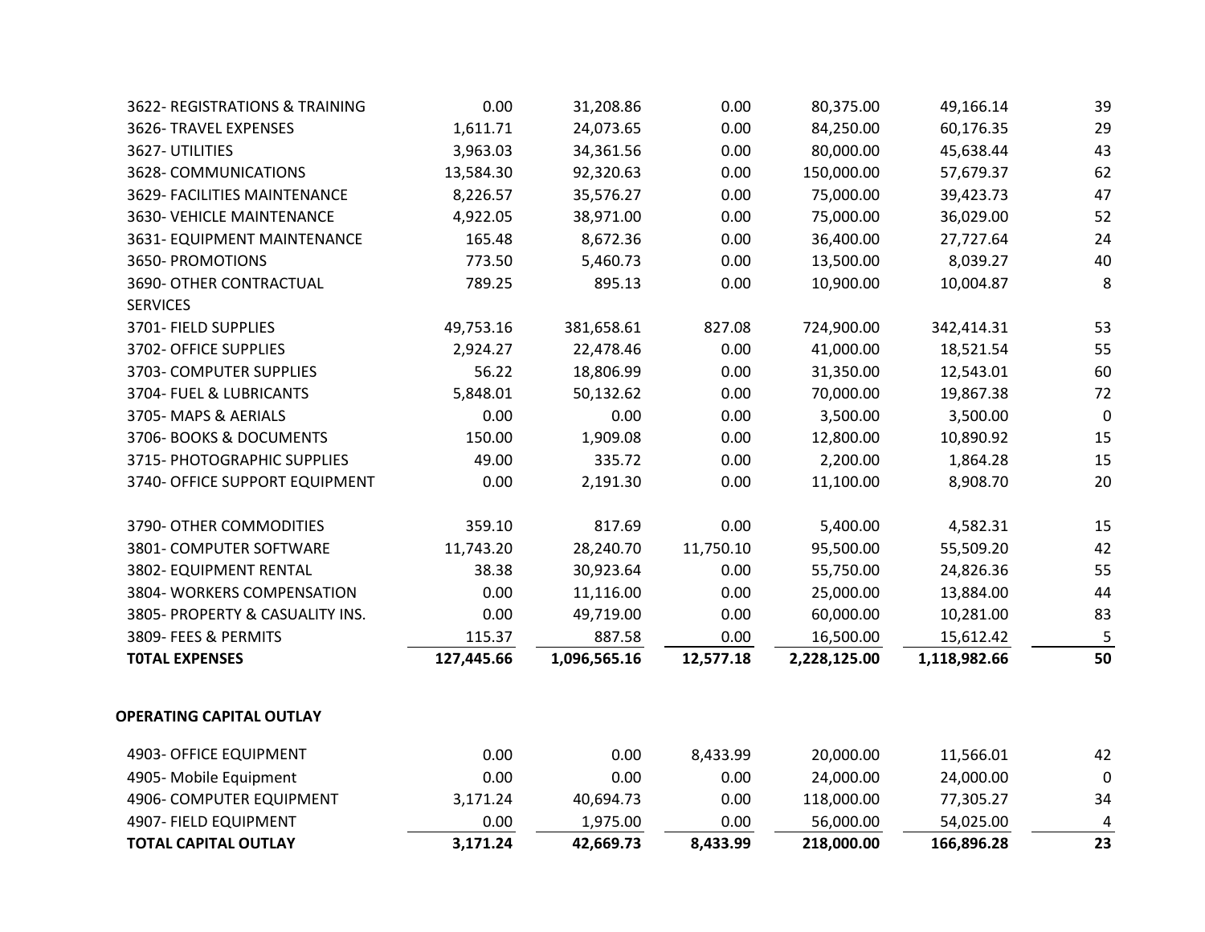| | | | | | | |
|---|---|---|---|---|---|---|
| 3622- REGISTRATIONS & TRAINING | 0.00 | 31,208.86 | 0.00 | 80,375.00 | 49,166.14 | 39 |
| 3626- TRAVEL EXPENSES | 1,611.71 | 24,073.65 | 0.00 | 84,250.00 | 60,176.35 | 29 |
| 3627- UTILITIES | 3,963.03 | 34,361.56 | 0.00 | 80,000.00 | 45,638.44 | 43 |
| 3628- COMMUNICATIONS | 13,584.30 | 92,320.63 | 0.00 | 150,000.00 | 57,679.37 | 62 |
| 3629- FACILITIES MAINTENANCE | 8,226.57 | 35,576.27 | 0.00 | 75,000.00 | 39,423.73 | 47 |
| 3630- VEHICLE MAINTENANCE | 4,922.05 | 38,971.00 | 0.00 | 75,000.00 | 36,029.00 | 52 |
| 3631- EQUIPMENT MAINTENANCE | 165.48 | 8,672.36 | 0.00 | 36,400.00 | 27,727.64 | 24 |
| 3650- PROMOTIONS | 773.50 | 5,460.73 | 0.00 | 13,500.00 | 8,039.27 | 40 |
| 3690- OTHER CONTRACTUAL SERVICES | 789.25 | 895.13 | 0.00 | 10,900.00 | 10,004.87 | 8 |
| 3701- FIELD SUPPLIES | 49,753.16 | 381,658.61 | 827.08 | 724,900.00 | 342,414.31 | 53 |
| 3702- OFFICE SUPPLIES | 2,924.27 | 22,478.46 | 0.00 | 41,000.00 | 18,521.54 | 55 |
| 3703- COMPUTER SUPPLIES | 56.22 | 18,806.99 | 0.00 | 31,350.00 | 12,543.01 | 60 |
| 3704- FUEL & LUBRICANTS | 5,848.01 | 50,132.62 | 0.00 | 70,000.00 | 19,867.38 | 72 |
| 3705- MAPS & AERIALS | 0.00 | 0.00 | 0.00 | 3,500.00 | 3,500.00 | 0 |
| 3706- BOOKS & DOCUMENTS | 150.00 | 1,909.08 | 0.00 | 12,800.00 | 10,890.92 | 15 |
| 3715- PHOTOGRAPHIC SUPPLIES | 49.00 | 335.72 | 0.00 | 2,200.00 | 1,864.28 | 15 |
| 3740- OFFICE SUPPORT EQUIPMENT | 0.00 | 2,191.30 | 0.00 | 11,100.00 | 8,908.70 | 20 |
| 3790- OTHER COMMODITIES | 359.10 | 817.69 | 0.00 | 5,400.00 | 4,582.31 | 15 |
| 3801- COMPUTER SOFTWARE | 11,743.20 | 28,240.70 | 11,750.10 | 95,500.00 | 55,509.20 | 42 |
| 3802- EQUIPMENT RENTAL | 38.38 | 30,923.64 | 0.00 | 55,750.00 | 24,826.36 | 55 |
| 3804- WORKERS COMPENSATION | 0.00 | 11,116.00 | 0.00 | 25,000.00 | 13,884.00 | 44 |
| 3805- PROPERTY & CASUALITY INS. | 0.00 | 49,719.00 | 0.00 | 60,000.00 | 10,281.00 | 83 |
| 3809- FEES & PERMITS | 115.37 | 887.58 | 0.00 | 16,500.00 | 15,612.42 | 5 |
| **T0TAL EXPENSES** | **127,445.66** | **1,096,565.16** | **12,577.18** | **2,228,125.00** | **1,118,982.66** | **50** |

**OPERATING CAPITAL OUTLAY**

| | | | | | | |
|---|---|---|---|---|---|---|
| 4903- OFFICE EQUIPMENT | 0.00 | 0.00 | 8,433.99 | 20,000.00 | 11,566.01 | 42 |
| 4905- Mobile Equipment | 0.00 | 0.00 | 0.00 | 24,000.00 | 24,000.00 | 0 |
| 4906- COMPUTER EQUIPMENT | 3,171.24 | 40,694.73 | 0.00 | 118,000.00 | 77,305.27 | 34 |
| 4907- FIELD EQUIPMENT | 0.00 | 1,975.00 | 0.00 | 56,000.00 | 54,025.00 | 4 |
| **TOTAL CAPITAL OUTLAY** | **3,171.24** | **42,669.73** | **8,433.99** | **218,000.00** | **166,896.28** | **23** |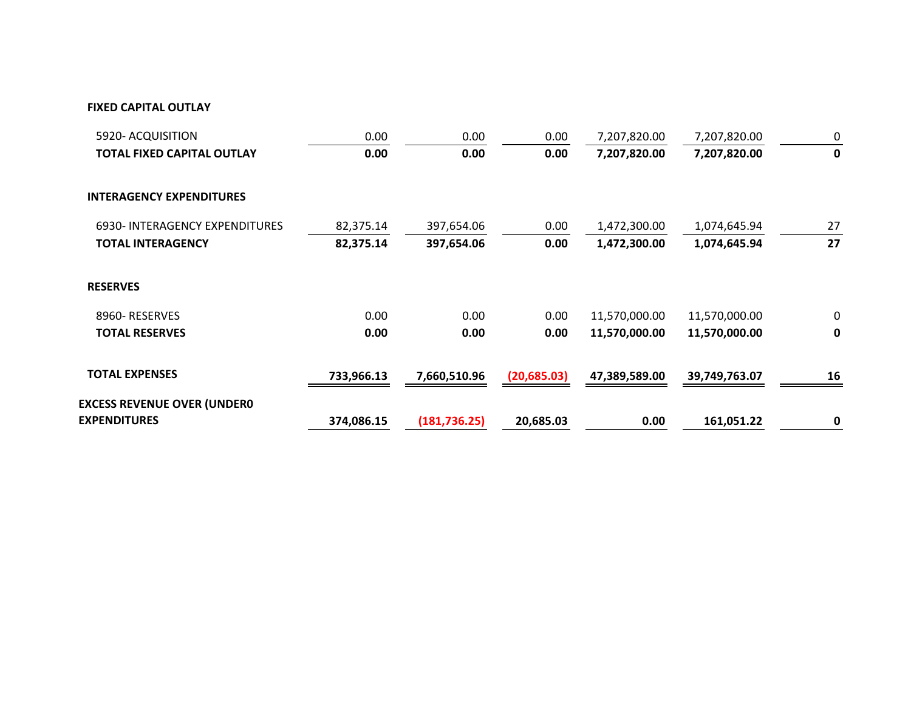| | | | | | | |
|---|---|---|---|---|---|---|
| **FIXED CAPITAL OUTLAY** | | | | | | |
| 5920- ACQUISITION | 0.00 | 0.00 | 0.00 | 7,207,820.00 | 7,207,820.00 | 0 |
| **TOTAL FIXED CAPITAL OUTLAY** | **0.00** | **0.00** | **0.00** | **7,207,820.00** | **7,207,820.00** | **0** |
| **INTERAGENCY EXPENDITURES** | | | | | | |
| 6930- INTERAGENCY EXPENDITURES | 82,375.14 | 397,654.06 | 0.00 | 1,472,300.00 | 1,074,645.94 | 27 |
| **TOTAL INTERAGENCY** | **82,375.14** | **397,654.06** | **0.00** | **1,472,300.00** | **1,074,645.94** | **27** |
| **RESERVES** | | | | | | |
| 8960- RESERVES | 0.00 | 0.00 | 0.00 | 11,570,000.00 | 11,570,000.00 | 0 |
| **TOTAL RESERVES** | **0.00** | **0.00** | **0.00** | **11,570,000.00** | **11,570,000.00** | **0** |
| **TOTAL EXPENSES** | **733,966.13** | **7,660,510.96** | **(20,685.03)** | **47,389,589.00** | **39,749,763.07** | **16** |
| **EXCESS REVENUE OVER (UNDER0 EXPENDITURES** | **374,086.15** | **(181,736.25)** | **20,685.03** | **0.00** | **161,051.22** | **0** |